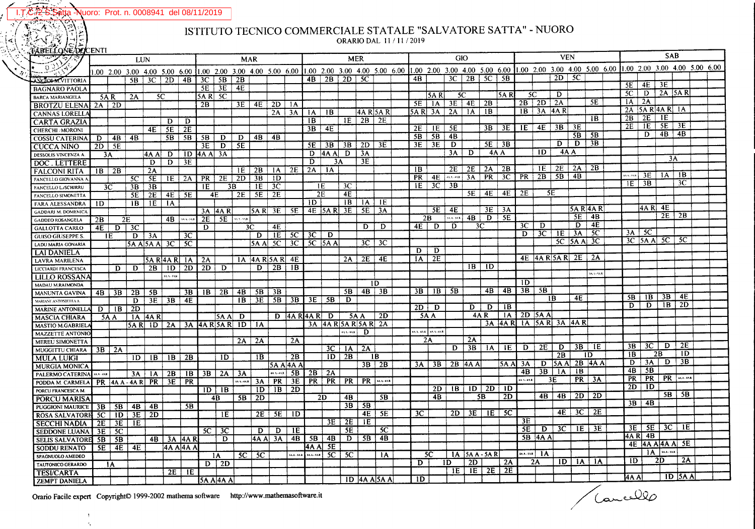I.T.C. S. Satta - Nuoro: Prot. n. 0008941 del 08/11/2019

# ISTITUTO TECNICO COMMERCIALE STATALE "SALVATORE SATTA" - NUORO

ORARIO DAL 11 / 11 / 2019

## TABELLONE DOCENTI

| | LUN | | | | | | MAR | | | | | | MER | | | | | | GIO | | | | | | VEN | | | | | | SAB | | | | | |
|---|---|---|---|---|---|---|---|---|---|---|---|---|---|---|---|---|---|---|---|---|---|---|---|---|---|---|---|---|---|---|---|---|---|---|---|---|
| | 1.00 | 2.00 | 3.00 | 4.00 | 5.00 | 6.00 | 1.00 | 2.00 | 3.00 | 4.00 | 5.00 | 6.00 | 1.00 | 2.00 | 3.00 | 4.00 | 5.00 | 6.00 | 1.00 | 2.00 | 3.00 | 4.00 | 5.00 | 6.00 | 1.00 | 2.00 | 3.00 | 4.00 | 5.00 | 6.00 | 1.00 | 2.00 | 3.00 | 4.00 | 5.00 | 6.00 |
| ANGIONI VITTORIA | | | 5B | 3C | 2D | 4B | 3C | 5B | 2B | | | | 4B | 2B | 2D | 5C | | | 4B | | 3C | 2B | 5C | 5B | | | 2D | 5C | | | | | | | | |
| BAGNARO PAOLA | | | | | | | 5E | 3E | 4E | | | | | | | | | | | | | | | | | | | | | | 5E | 4E | 3E | | | |
| BARCA MARIANGELA | 5A R | | 2A | 5C | | | 5A R | 5C | | | | | | | | | | | | 5A R | 5C | | | 5A R | 5C | | D | | | | 5C | D | 2A | 5A R | | |
| BROTZU ELENA | 2A | 2D | | | | | 2B | | 3E | 4E | 2D | 1A | | | | | | | 5E | 1A | 3E | 4E | 2B | | 2B | 2D | 2A | | 5E | | 1A | 2A | | | | |
| CANNAS LORELLA | | | | | | | | | | | 2A | 3A | 1A | 1B | | 4A R | 5A R | | 5A R | 3A | 2A | 1A | 1B | | 1B | 3A | 4A R | | | | 2A | 5A R | 4A R | 1A | | |
| CARTA GRAZIA | | | | | D | D | | | | | | | 1B | | 1E | 2B | 2E | | | | | | | | | | | | | 1B | 2B | 2E | 1E | | | |
| CHERCHI MORONI | | | | 4E | 5E | 2E | | | | | | | 3B | 4E | | | | | 2E | 1E | 5E | | 3B | 3E | 1E | 4E | 3B | 3E | | | 2E | 1E | 5E | 3E | | |
| COSSU CATERINA | D | 4B | 4B | | 5B | 5B | 5B | D | D | 4B | 4B | | | | | | | | 5B | 5B | 4B | | | | | | | 5B | 5B | | | D | 4B | 4B | | |
| CUCCA NINO | 2D | 5E | | | | | 3E | D | 5E | | | | 5E | 3B | 3B | 2D | 3E | | 3E | 3E | D | | 5E | 3B | | | D | D | 3B | | | | | | | |
| DESSOLIS VINCENZA A. | 3A | | | 4A A | D | 1D | 4A A | 3A | | | | | D | 4A A | D | 3A | | | | | 3A | D | 4A A | | | 1D | 4A A | | | | | | | | | |
| DOC. LETTERE | | | | D | D | 3E | | | | | | | D | 3A | | 3E | | | | | | | | | | | | | | | | | | 3A | | |
| FALCONI RITA | 1B | 2B | | 2A | | | | | 1E | 2B | 1A | 2E | 2A | 1A | | | | | 1B | | 2E | 2E | 2A | 2B | | 1E | 2E | 2A | 2B | | | | | | | |
| FANCELLO GIOVANNA A. | | | 5C | 5E | 1E | 2A | PR | 2E | 2D | 3B | 1D | | | | | | | | PR | 4E | 4A A-4A R | 3A | PR | 3C | PR | 2B | 5B | 4B | | | 5A A-5A R | 3E | 1A | 1B | | |
| FANCELLO L./SCHIRRU | 3C | | 3B | 3B | | | 1E | 3B | | 1E | 3C | | 1E | | 3C | | | | 1E | 3C | 3B | | | | | | | | | | 1E | 3B | | 3C | | |
| FANCELLO SIMONETTA | | | 5E | 2E | 4E | 5E | 4E | | 2E | 5E | 2E | | 2E | | 4E | | | | | | | 5E | 4E | 4E | 2E | 5E | | | | | | | | | | |
| FARA ALESSANDRA | 1D | | 1B | 1E | 1A | | | | | | | | 1D | | 1B | 1A | 1E | | | | | | | | | | | | | | | | | | | |
| GADDERI M. DOMENICA | | | | | | | 3A | 4A R | | 5A R | 3E | 5E | 4E | 5A R | 3E | 5E | 3A | | | 5E | 4E | | 3E | 3A | | | | 5A R | 4A R | | | 4A R | 4E | | | |
| GADDEO ROSANGELA | 2B | 2E | | | 4B | 5A A-5A R | 2E | 5E | 5A A-5A R | | | | | | | | | | 2B | | 5A A-5A R | 4B | D | 5E | | | | 5E | 4B | | | | 2E | 2B | | |
| GALLOTTA CARLO | 4E | D | 3C | | | | D | | 3C | | 4E | | | | | D | D | | 4E | D | D | 3C | | | 3C | D | | D | 4E | | | | | | | |
| GUISO GIUSEPPE S. | 1E | | D | 3A | | 3C | | | | D | 1E | 5C | 3C | D | | | | | | | | | | | D | 3C | 1E | 3A | 5C | | 3A | 5C | | | | |
| LADU MARIA GONARIA | | | 5A A | 5A A | 3C | 5C | | | | 5A A | 5C | 3C | 5C | 5A A | | 3C | 3C | | | | | | | | | | 5C | 5A A | 3C | | 3C | 5A A | 5C | 5C | | |
| LAI DANIELA | | | | | | | | | | | | | | | | | | | D | D | | | | | | | | | | | | | | | | |
| LAVRA MARILENA | | | | 5A R | 4A R | 1A | 2A | | 1A | 4A R | 5A R | 4E | | | 2A | 2E | 4E | | 1A | 2E | | | | | 4E | 4A R | 5A R | 2E | 2A | | | | | | | |
| LICCIARDI FRANCESCA | | D | D | 2B | 1D | 2D | 2D | D | | D | 2B | 1B | | | | | | | | | | 1B | 1D | | | | | | | | | | | | | |
| LILLO ROSSANA | | | | | 5A A-5A R | | | | | | | | | | | | | | | | | | | | | | | | 5A A-5A R | | | | | | | |
| MADAU M.RAIMONDA | | | | | | | | | | | | | | | | 1D | | | | | | | | | 1D | | | | | | | | | | | |
| MANUNTA GAVINA | 4B | 3B | 2B | 5B | | 3B | 1B | 2B | 4B | 5B | 3B | | | | 5B | 4B | 3B | | 3B | 1B | 5B | | 4B | 4B | 3B | 5B | | | | | | | | | | |
| MARIANI ANTONIETTA A. | | | D | 3E | 3B | 4E | | | 1B | 3E | 5B | 3B | 3E | 5B | D | | | | | | | | | | | 1B | | 4E | | | 5B | 1B | 3B | 4E | | |
| MARINE ANTONELLA | D | 1B | 2D | | | | | | | | | | | | | | | | 2D | D | | D | D | 1B | | | | | | | D | D | 1B | 2D | | |
| MASCIA CHIARA | 5A A | | 1A | 4A R | | | | 5A A | D | | D | 4A R | 4A R | D | 5A A | | 2D | | 5A A | | | 4A R | | 1A | 2D | 5A A | | | | | | | | | | |
| MASTIO M.GABRIELA | | | 5A R | 1D | 2A | 3A | 4A R | 5A R | 1D | 1A | | | | 3A | 4A R | 5A R | 5A R | 2A | | | | | 3A | 4A R | 1A | 5A R | 3A | 4A R | | | | | | | | |
| MAZZETTE ANTONIO | | | | | | | | | | | | | | | 5A A-5A R | D | | | 5A A-5A R | 5A A-5A R | | | | | | | | | | | | | | | | |
| MEREU SIMONETTA | | | | | | | | | 2A | 2A | | 2A | | | | | | | 2A | | | 2A | | | | | | | | | | | | | | |
| MUGGITTU CHIARA | 3B | 2A | | | | | | | | | | | | 3C | 1A | 2A | | | | | D | 3B | 1A | 1E | D | 2E | D | 3B | 1E | | 3B | 3C | D | 2E | | |
| MULA LUIGI | | | 1D | 1B | 1B | 2B | | 1D | | 1B | | 2B | | 1D | 2B | | 1B | | | | | | | | | | 2B | 1D | | | 1B | 2B | | 1D | | |
| MURGIA MONICA | | | | | | | | | | | 5A A | 4A A | | | | 3B | 2B | | 3A | 3B | 2B | 4A A | | 5A A | 3A | D | 5A A | 2B | 4A A | | D | 3A | D | 3B | | |
| PALERMO CATERINA | 4A A-4A R | | 3A | 1A | 2B | 1B | 3B | 2A | 3A | | 4A A-4A R | 5B | 2B | 2A | | | | | | | | | | | 4B | 3B | 1A | 1B | | | 4B | 5B | | | | |
| PODDA M. CARMELA | PR | 4A A - 4A R | | PR | 3E | PR | | | 4A A-4A R | 3A | PR | 3E | PR | PR | PR | PR | 4A A-4A R | | | | | | | | 4A A-4A R | 3E | | PR | 3A | | PR | PR | PR | 4A A-4A R | | |
| PORCU FRANCESCA M. | | | | | | | 1D | 1B | | 1D | 1B | 2D | | | | | | | | 2D | 1B | 1D | 2D | 1D | | | | | | | 2D | 1D | | | | |
| PORCU MARISA | | | | | | | 4B | | 5B | 2D | | | 2D | | 4B | | 5B | | 4B | | | 5B | | 2D | | 4B | 4B | 2D | 2D | | | | 5B | 5B | | |
| PUGGIONI MAURICE | 3B | 5B | 4B | 4B | | 5B | | | | | | | | | 3B | 5B | | | | | | | | | | | | | | | 3B | 4B | | | | |
| ROSA SALVATORE | 5C | 1D | 3E | 2D | | | | 1E | | 2E | 5E | 1D | | | | 4E | 5E | | 3C | | 2D | 3E | 1E | 5C | | | | 4E | 3C | 2E | | | | | | |
| SECCHI NADIA | 2E | 3E | 1E | | | | | | | | | | | 3E | 2E | 1E | | | | | | | | | 3E | | | | | | | | | | | |
| SEDDONE LUANA | 3E | 5C | | | | | 5C | 3C | | D | D | 1E | | | 5E | | 5C | | | | | | | | 5E | D | 3C | 1E | 3E | | 3E | 5E | 3C | 1E | | |
| SELIS SALVATORE | 5B | 5B | | 4B | 3A | 4A R | | D | | 4A A | 3A | 4B | 5B | 4B | D | 5B | 4B | | | | | | | | 5B | 4A A | | | | | 4A R | 4B | | | | |
| SODDU RENATO | 5E | 4E | 4E | | 4A A | 4A A | | | | | | | 4A A | 5E | | | | | | | | | | | | | | | | | 4E | 4A A | 4A A | 5E | | |
| SPAGNUOLO AMEDEO | | | | | | | | 1A | 5C | 5C | | 5A A-5A R | 5A A-5A R | 5C | 5C | | 1A | | 5C | | 1A | 5A A - 5A R | | | 5A A-5A R | 1A | | | | | | 1A | 5A A-5A R | | | |
| TAUTONICO GERARDO | 1A | | | | | | D | 2D | | | | | | | | | | | D | 1D | | 2D | | 2A | 2A | | 1D | 1A | 1A | | 1D | 2D | | 2A | | |
| TESI/CARTA | | | | | 2E | 1E | | | | | | | | | | | | | | | 1E | 1E | 2E | 2E | | | | | | | | | | | | |
| ZEMPT DANIELA | | | | | | | 5A A | 4A A | | | | | | | 1D | 4A A | 5A A | | 1D | | | | | | | | | | | | 4A A | | 1D | 5A A | | |

Orario Facile expert Copyright© 1999-2002 mathema software http://www.mathemasoftware.it

Cancello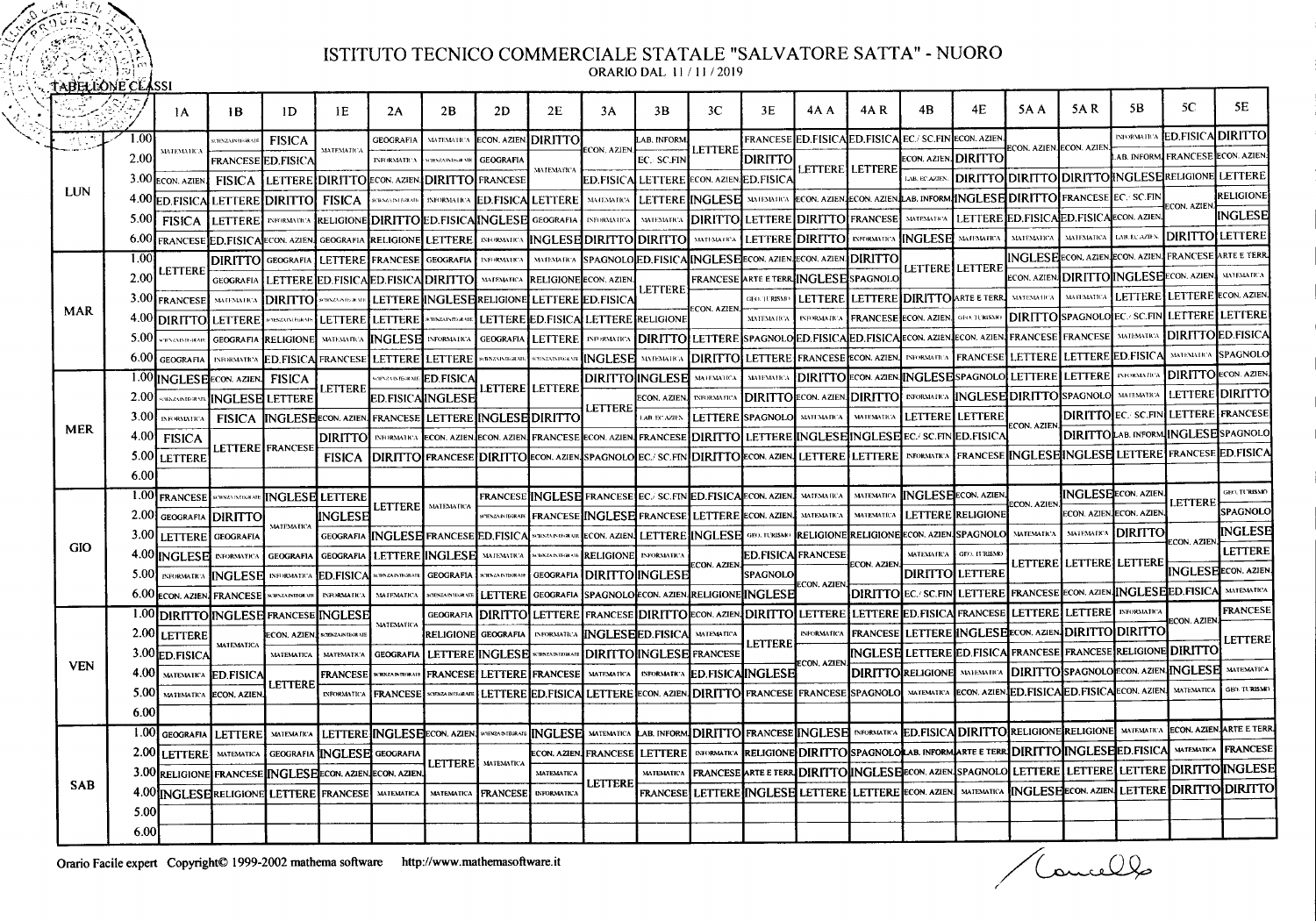# ISTITUTO TECNICO COMMERCIALE STATALE "SALVATORE SATTA" - NUORO

ORARIO DAL 11 / 11 / 2019

TABELLONE CLASSI

| | | 1A | 1B | 1D | 1E | 2A | 2B | 2D | 2E | 3A | 3B | 3C | 3E | 4A A | 4A R | 4B | 4E | 5A A | 5A R | 5B | 5C | 5E |
|---|---|---|---|---|---|---|---|---|---|---|---|---|---|---|---|---|---|---|---|---|---|---|
| LUN | 1.00 | MATEMATICA | SCIENZE INTEGRATE | FISICA | MATEMATICA | GEOGRAFIA | MATEMATICA | ECON. AZIEN. | DIRITTO | ECON. AZIEN. | LAB. INFORM. | LETTERE | FRANCESE | ED.FISICA | ED.FISICA | EC./SC.FIN | ECON. AZIEN. | ECON. AZIEN. | ECON. AZIEN. | INFORMATICA | ED.FISICA | DIRITTO |
| | 2.00 | MATEMATICA | FRANCESE | ED.FISICA | MATEMATICA | INFORMATICA | SCIENZE INTEGRATE | GEOGRAFIA | MATEMATICA | ECON. AZIEN. | EC. SC.FIN | LETTERE | DIRITTO | LETTERE | LETTERE | ECON. AZIEN. | DIRITTO | ECON. AZIEN. | ECON. AZIEN. | LAB. INFORM. | FRANCESE | ECON. AZIEN. |
| | 3.00 | ECON. AZIEN. | FISICA | LETTERE | LETTERE | DIRITTO | ECON. AZIEN. | DIRITTO | MATEMATICA | ED.FISICA | LETTERE | ECON. AZIEN. | ED.FISICA | LETTERE | LETTERE | LAB. EC.AZIEN. | DIRITTO | DIRITTO | DIRITTO | INGLESE | RELIGIONE | LETTERE |
| | 4.00 | ED.FISICA | LETTERE | DIRITTO | FISICA | SCIENZE INTEGRATE | INFORMATICA | ED.FISICA | LETTERE | MATEMATICA | LETTERE | INGLESE | MATEMATICA | ECON. AZIEN. | ECON. AZIEN. | LAB. INFORM. | INGLESE | DIRITTO | FRANCESE | EC./SC.FIN | ECON. AZIEN. | RELIGIONE |
| | 5.00 | FISICA | LETTERE | INFORMATICA | RELIGIONE | DIRITTO | ED.FISICA | INGLESE | GEOGRAFIA | INFORMATICA | MATEMATICA | DIRITTO | LETTERE | DIRITTO | FRANCESE | MATEMATICA | LETTERE | ED.FISICA | ED.FISICA | ECON. AZIEN. | ECON. AZIEN. | INGLESE |
| | 6.00 | FRANCESE | ED.FISICA | ECON. AZIEN. | GEOGRAFIA | RELIGIONE | LETTERE | INFORMATICA | INGLESE | DIRITTO | DIRITTO | MATEMATICA | LETTERE | DIRITTO | INFORMATICA | INGLESE | MATEMATICA | MATEMATICA | MATEMATICA | LAB. EC.AZIEN. | DIRITTO | LETTERE |
| MAR | 1.00 | LETTERE | DIRITTO | GEOGRAFIA | LETTERE | FRANCESE | GEOGRAFIA | INFORMATICA | MATEMATICA | SPAGNOLO | ED.FISICA | INGLESE | ECON. AZIEN. | ECON. AZIEN. | DIRITTO | LETTERE | LETTERE | INGLESE | ECON. AZIEN. | ECON. AZIEN. | FRANCESE | ARTE E TERR. |
| | 2.00 | LETTERE | GEOGRAFIA | LETTERE | ED.FISICA | ED.FISICA | DIRITTO | MATEMATICA | RELIGIONE | ECON. AZIEN. | LETTERE | FRANCESE | ARTE E TERR. | INGLESE | SPAGNOLO | LETTERE | LETTERE | ECON. AZIEN. | DIRITTO | INGLESE | ECON. AZIEN. | MATEMATICA |
| | 3.00 | FRANCESE | MATEMATICA | DIRITTO | SCIENZE INTEGRATE | LETTERE | INGLESE | RELIGIONE | LETTERE | ED.FISICA | LETTERE | ECON. AZIEN. | GEO. TURISMO | LETTERE | LETTERE | DIRITTO | ARTE E TERR. | MATEMATICA | MATEMATICA | LETTERE | LETTERE | ECON. AZIEN. |
| | 4.00 | DIRITTO | LETTERE | SCIENZE INTEGRATE | LETTERE | LETTERE | SCIENZE INTEGRATE | LETTERE | ED.FISICA | LETTERE | RELIGIONE | ECON. AZIEN. | MATEMATICA | INFORMATICA | FRANCESE | ECON. AZIEN. | GEO. TURISMO | DIRITTO | SPAGNOLO | EC./SC.FIN | LETTERE | LETTERE |
| | 5.00 | SCIENZE INTEGRATE | GEOGRAFIA | RELIGIONE | MATEMATICA | INGLESE | INFORMATICA | GEOGRAFIA | LETTERE | INFORMATICA | DIRITTO | LETTERE | SPAGNOLO | ED.FISICA | ED.FISICA | ECON. AZIEN. | ECON. AZIEN. | FRANCESE | FRANCESE | MATEMATICA | DIRITTO | ED.FISICA |
| | 6.00 | GEOGRAFIA | INFORMATICA | ED.FISICA | FRANCESE | LETTERE | LETTERE | SCIENZE INTEGRATE | SCIENZE INTEGRATE | INGLESE | MATEMATICA | DIRITTO | LETTERE | FRANCESE | ECON. AZIEN. | INFORMATICA | FRANCESE | LETTERE | LETTERE | ED.FISICA | MATEMATICA | SPAGNOLO |
| MER | 1.00 | INGLESE | ECON. AZIEN. | FISICA | LETTERE | SCIENZE INTEGRATE | ED.FISICA | LETTERE | LETTERE | DIRITTO | INGLESE | MATEMATICA | MATEMATICA | DIRITTO | ECON. AZIEN. | INGLESE | SPAGNOLO | LETTERE | LETTERE | INFORMATICA | DIRITTO | ECON. AZIEN. |
| | 2.00 | SCIENZE INTEGRATE | INGLESE | LETTERE | LETTERE | ED.FISICA | INGLESE | LETTERE | LETTERE | LETTERE | ECON. AZIEN. | INFORMATICA | DIRITTO | ECON. AZIEN. | DIRITTO | INFORMATICA | INGLESE | DIRITTO | SPAGNOLO | MATEMATICA | LETTERE | DIRITTO |
| | 3.00 | INFORMATICA | FISICA | INGLESE | ECON. AZIEN. | FRANCESE | LETTERE | INGLESE | DIRITTO | LETTERE | LAB. EC.AZIEN. | LETTERE | SPAGNOLO | MATEMATICA | MATEMATICA | LETTERE | LETTERE | ECON. AZIEN. | DIRITTO | EC./SC.FIN | LETTERE | FRANCESE |
| | 4.00 | FISICA | LETTERE | FRANCESE | DIRITTO | INFORMATICA | ECON. AZIEN. | ECON. AZIEN. | FRANCESE | ECON. AZIEN. | FRANCESE | DIRITTO | LETTERE | INGLESE | INGLESE | EC./SC.FIN | ED.FISICA | ECON. AZIEN. | DIRITTO | LAB. INFORM. | INGLESE | SPAGNOLO |
| | 5.00 | LETTERE | LETTERE | FRANCESE | FISICA | DIRITTO | FRANCESE | DIRITTO | ECON. AZIEN. | SPAGNOLO | EC./SC.FIN | DIRITTO | ECON. AZIEN. | LETTERE | LETTERE | INFORMATICA | FRANCESE | INGLESE | INGLESE | LETTERE | FRANCESE | ED.FISICA |
| | 6.00 | | | | | | | | | | | | | | | | | | | | | |
| GIO | 1.00 | FRANCESE | SCIENZE INTEGRATE | INGLESE | LETTERE | LETTERE | MATEMATICA | FRANCESE | INGLESE | FRANCESE | EC./SC.FIN | ED.FISICA | ECON. AZIEN. | MATEMATICA | MATEMATICA | INGLESE | ECON. AZIEN. | ECON. AZIEN. | INGLESE | ECON. AZIEN. | LETTERE | GEO. TURISMO |
| | 2.00 | GEOGRAFIA | DIRITTO | MATEMATICA | INGLESE | LETTERE | MATEMATICA | SCIENZE INTEGRATE | FRANCESE | INGLESE | FRANCESE | LETTERE | ECON. AZIEN. | MATEMATICA | MATEMATICA | LETTERE | RELIGIONE | ECON. AZIEN. | ECON. AZIEN. | ECON. AZIEN. | LETTERE | SPAGNOLO |
| | 3.00 | LETTERE | GEOGRAFIA | MATEMATICA | GEOGRAFIA | INGLESE | FRANCESE | ED.FISICA | SCIENZE INTEGRATE | ECON. AZIEN. | LETTERE | INGLESE | GEO. TURISMO | RELIGIONE | RELIGIONE | ECON. AZIEN. | SPAGNOLO | MATEMATICA | MATEMATICA | DIRITTO | ECON. AZIEN. | INGLESE |
| | 4.00 | INGLESE | INFORMATICA | GEOGRAFIA | GEOGRAFIA | LETTERE | INGLESE | MATEMATICA | SCIENZE INTEGRATE | RELIGIONE | INFORMATICA | ECON. AZIEN. | ED.FISICA | FRANCESE | ECON. AZIEN. | MATEMATICA | GEO. TURISMO | LETTERE | LETTERE | LETTERE | ECON. AZIEN. | LETTERE |
| | 5.00 | INFORMATICA | INGLESE | INFORMATICA | ED.FISICA | SCIENZE INTEGRATE | GEOGRAFIA | SCIENZE INTEGRATE | GEOGRAFIA | DIRITTO | INGLESE | ECON. AZIEN. | SPAGNOLO | ECON. AZIEN. | ECON. AZIEN. | DIRITTO | LETTERE | LETTERE | LETTERE | LETTERE | INGLESE | ECON. AZIEN. |
| | 6.00 | ECON. AZIEN. | FRANCESE | SCIENZE INTEGRATE | INFORMATICA | MATEMATICA | SCIENZE INTEGRATE | LETTERE | GEOGRAFIA | SPAGNOLO | ECON. AZIEN. | RELIGIONE | INGLESE | ECON. AZIEN. | DIRITTO | EC./SC.FIN | LETTERE | FRANCESE | ECON. AZIEN. | INGLESE | ED.FISICA | MATEMATICA |
| VEN | 1.00 | DIRITTO | INGLESE | FRANCESE | INGLESE | MATEMATICA | GEOGRAFIA | DIRITTO | LETTERE | FRANCESE | DIRITTO | ECON. AZIEN. | DIRITTO | LETTERE | LETTERE | ED.FISICA | FRANCESE | LETTERE | LETTERE | INFORMATICA | ECON. AZIEN. | FRANCESE |
| | 2.00 | LETTERE | MATEMATICA | ECON. AZIEN. | SCIENZE INTEGRATE | MATEMATICA | RELIGIONE | GEOGRAFIA | INFORMATICA | INGLESE | ED.FISICA | MATEMATICA | LETTERE | INFORMATICA | FRANCESE | LETTERE | INGLESE | ECON. AZIEN. | DIRITTO | DIRITTO | ECON. AZIEN. | LETTERE |
| | 3.00 | ED.FISICA | MATEMATICA | MATEMATICA | MATEMATICA | GEOGRAFIA | LETTERE | INGLESE | SCIENZE INTEGRATE | DIRITTO | INGLESE | FRANCESE | LETTERE | ECON. AZIEN. | INGLESE | LETTERE | ED.FISICA | FRANCESE | FRANCESE | RELIGIONE | DIRITTO | LETTERE |
| | 4.00 | MATEMATICA | ED.FISICA | LETTERE | FRANCESE | SCIENZE INTEGRATE | FRANCESE | LETTERE | FRANCESE | MATEMATICA | INFORMATICA | ED.FISICA | INGLESE | ECON. AZIEN. | DIRITTO | RELIGIONE | MATEMATICA | DIRITTO | SPAGNOLO | ECON. AZIEN. | INGLESE | MATEMATICA |
| | 5.00 | MATEMATICA | ECON. AZIEN. | LETTERE | INFORMATICA | FRANCESE | SCIENZE INTEGRATE | LETTERE | ED.FISICA | LETTERE | ECON. AZIEN. | DIRITTO | FRANCESE | FRANCESE | SPAGNOLO | MATEMATICA | ECON. AZIEN. | ED.FISICA | ED.FISICA | ECON. AZIEN. | MATEMATICA | GEO. TURISMO |
| | 6.00 | | | | | | | | | | | | | | | | | | | | | |
| SAB | 1.00 | GEOGRAFIA | LETTERE | MATEMATICA | LETTERE | INGLESE | ECON. AZIEN. | SCIENZE INTEGRATE | INGLESE | MATEMATICA | LAB. INFORM. | DIRITTO | FRANCESE | INGLESE | INFORMATICA | ED.FISICA | DIRITTO | RELIGIONE | RELIGIONE | MATEMATICA | ECON. AZIEN. | ARTE E TERR. |
| | 2.00 | LETTERE | MATEMATICA | GEOGRAFIA | INGLESE | GEOGRAFIA | LETTERE | MATEMATICA | ECON. AZIEN. | FRANCESE | LETTERE | INFORMATICA | RELIGIONE | DIRITTO | SPAGNOLO | LAB. INFORM. | ARTE E TERR. | DIRITTO | INGLESE | ED.FISICA | MATEMATICA | FRANCESE |
| | 3.00 | RELIGIONE | FRANCESE | INGLESE | ECON. AZIEN. | ECON. AZIEN. | LETTERE | MATEMATICA | MATEMATICA | LETTERE | MATEMATICA | FRANCESE | ARTE E TERR. | DIRITTO | INGLESE | ECON. AZIEN. | SPAGNOLO | LETTERE | LETTERE | LETTERE | DIRITTO | INGLESE |
| | 4.00 | INGLESE | RELIGIONE | LETTERE | FRANCESE | MATEMATICA | MATEMATICA | FRANCESE | INFORMATICA | LETTERE | FRANCESE | LETTERE | INGLESE | LETTERE | LETTERE | ECON. AZIEN. | MATEMATICA | INGLESE | ECON. AZIEN. | LETTERE | DIRITTO | DIRITTO |
| | 5.00 | | | | | | | | | | | | | | | | | | | | | |
| | 6.00 | | | | | | | | | | | | | | | | | | | | | |

Orario Facile expert Copyright© 1999-2002 mathema software http://www.mathemasoftware.it